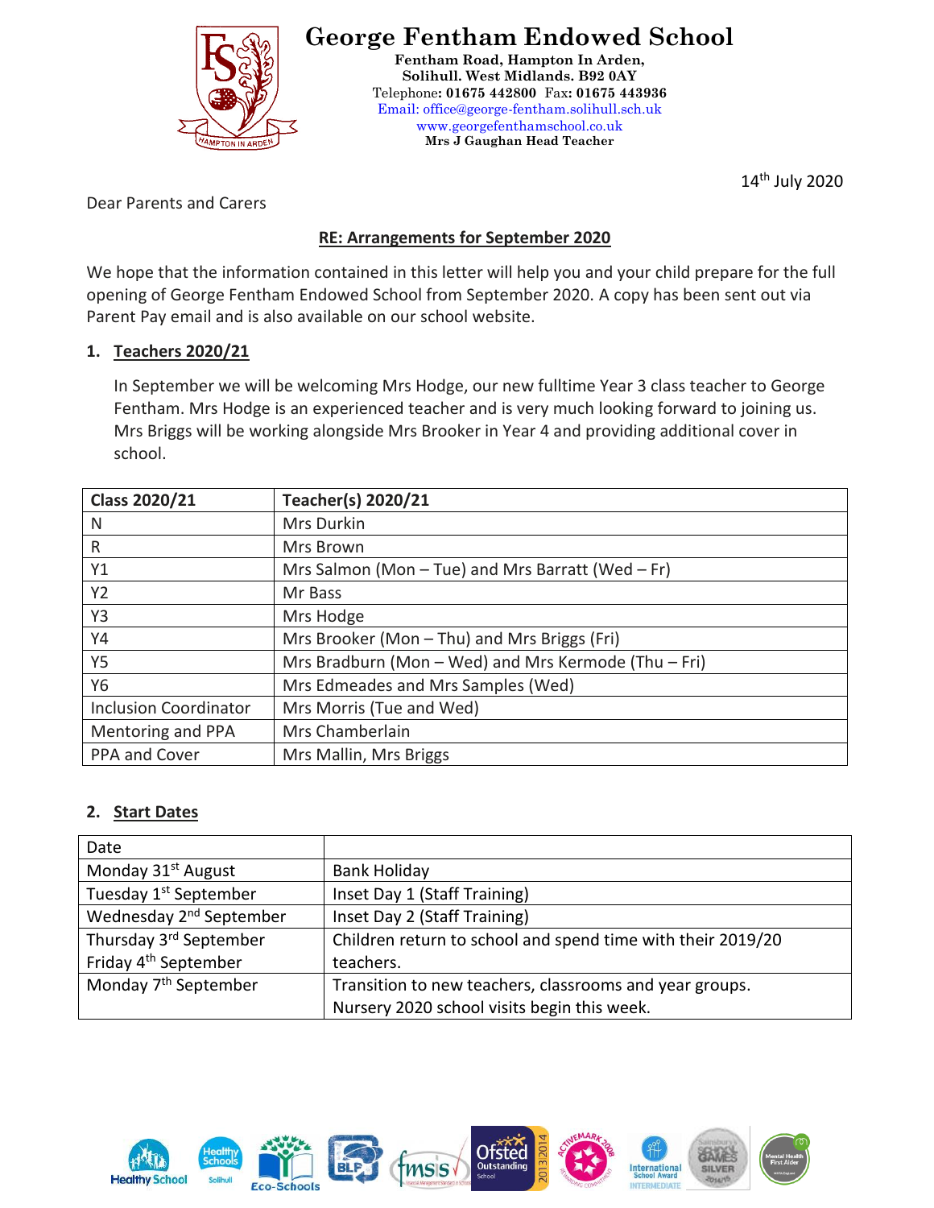# George Fentham Endowed School

**Fentham Road, Hampton In Arden,**
**Solihull. West Midlands. B92 0AY**
Telephone: **01675 442800** Fax: **01675 443936**
Email: office@george-fentham.solihull.sch.uk
www.georgefenthamschool.co.uk
**Mrs J Gaughan Head Teacher**

14th July 2020

Dear Parents and Carers

**RE: Arrangements for September 2020**

We hope that the information contained in this letter will help you and your child prepare for the full opening of George Fentham Endowed School from September 2020. A copy has been sent out via Parent Pay email and is also available on our school website.

## 1. Teachers 2020/21

In September we will be welcoming Mrs Hodge, our new fulltime Year 3 class teacher to George Fentham. Mrs Hodge is an experienced teacher and is very much looking forward to joining us. Mrs Briggs will be working alongside Mrs Brooker in Year 4 and providing additional cover in school.

| Class 2020/21 | Teacher(s) 2020/21 |
|---|---|
| N | Mrs Durkin |
| R | Mrs Brown |
| Y1 | Mrs Salmon (Mon – Tue) and Mrs Barratt (Wed – Fr) |
| Y2 | Mr Bass |
| Y3 | Mrs Hodge |
| Y4 | Mrs Brooker (Mon – Thu) and Mrs Briggs (Fri) |
| Y5 | Mrs Bradburn (Mon – Wed) and Mrs Kermode (Thu – Fri) |
| Y6 | Mrs Edmeades and Mrs Samples (Wed) |
| Inclusion Coordinator | Mrs Morris (Tue and Wed) |
| Mentoring and PPA | Mrs Chamberlain |
| PPA and Cover | Mrs Mallin, Mrs Briggs |

## 2. Start Dates

| Date | |
|---|---|
| Monday 31st August | Bank Holiday |
| Tuesday 1st September | Inset Day 1 (Staff Training) |
| Wednesday 2nd September | Inset Day 2 (Staff Training) |
| Thursday 3rd September<br>Friday 4th September | Children return to school and spend time with their 2019/20 teachers. |
| Monday 7th September | Transition to new teachers, classrooms and year groups.<br>Nursery 2020 school visits begin this week. |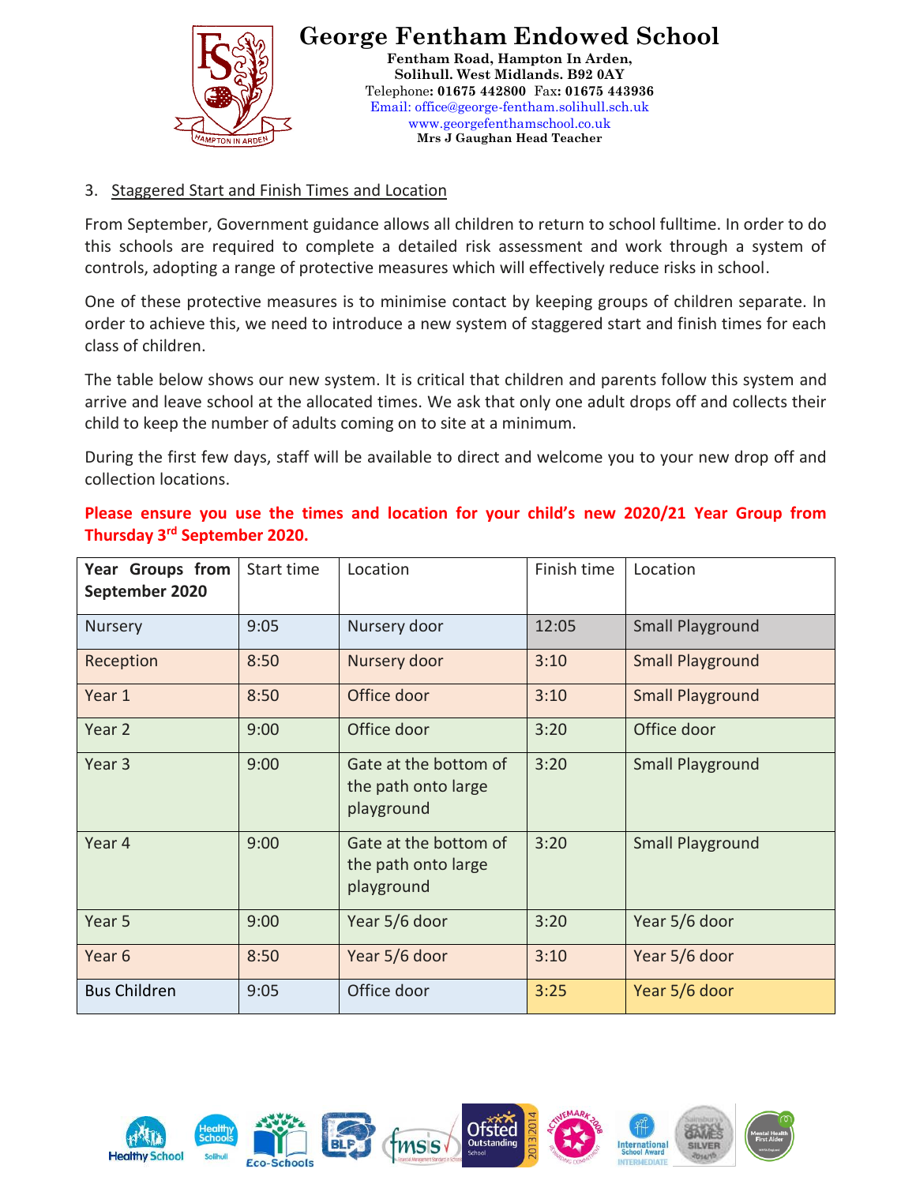# George Fentham Endowed School

**Fentham Road, Hampton In Arden,**
**Solihull. West Midlands. B92 0AY**
Telephone: **01675 442800** Fax: **01675 443936**
Email: office@george-fentham.solihull.sch.uk
www.georgefenthamschool.co.uk
**Mrs J Gaughan Head Teacher**

3. Staggered Start and Finish Times and Location

From September, Government guidance allows all children to return to school fulltime. In order to do this schools are required to complete a detailed risk assessment and work through a system of controls, adopting a range of protective measures which will effectively reduce risks in school.

One of these protective measures is to minimise contact by keeping groups of children separate. In order to achieve this, we need to introduce a new system of staggered start and finish times for each class of children.

The table below shows our new system. It is critical that children and parents follow this system and arrive and leave school at the allocated times. We ask that only one adult drops off and collects their child to keep the number of adults coming on to site at a minimum.

During the first few days, staff will be available to direct and welcome you to your new drop off and collection locations.

**Please ensure you use the times and location for your child's new 2020/21 Year Group from Thursday 3rd September 2020.**

| **Year Groups from September 2020** | Start time | Location | Finish time | Location |
|---|---|---|---|---|
| Nursery | 9:05 | Nursery door | 12:05 | Small Playground |
| Reception | 8:50 | Nursery door | 3:10 | Small Playground |
| Year 1 | 8:50 | Office door | 3:10 | Small Playground |
| Year 2 | 9:00 | Office door | 3:20 | Office door |
| Year 3 | 9:00 | Gate at the bottom of the path onto large playground | 3:20 | Small Playground |
| Year 4 | 9:00 | Gate at the bottom of the path onto large playground | 3:20 | Small Playground |
| Year 5 | 9:00 | Year 5/6 door | 3:20 | Year 5/6 door |
| Year 6 | 8:50 | Year 5/6 door | 3:10 | Year 5/6 door |
| Bus Children | 9:05 | Office door | 3:25 | Year 5/6 door |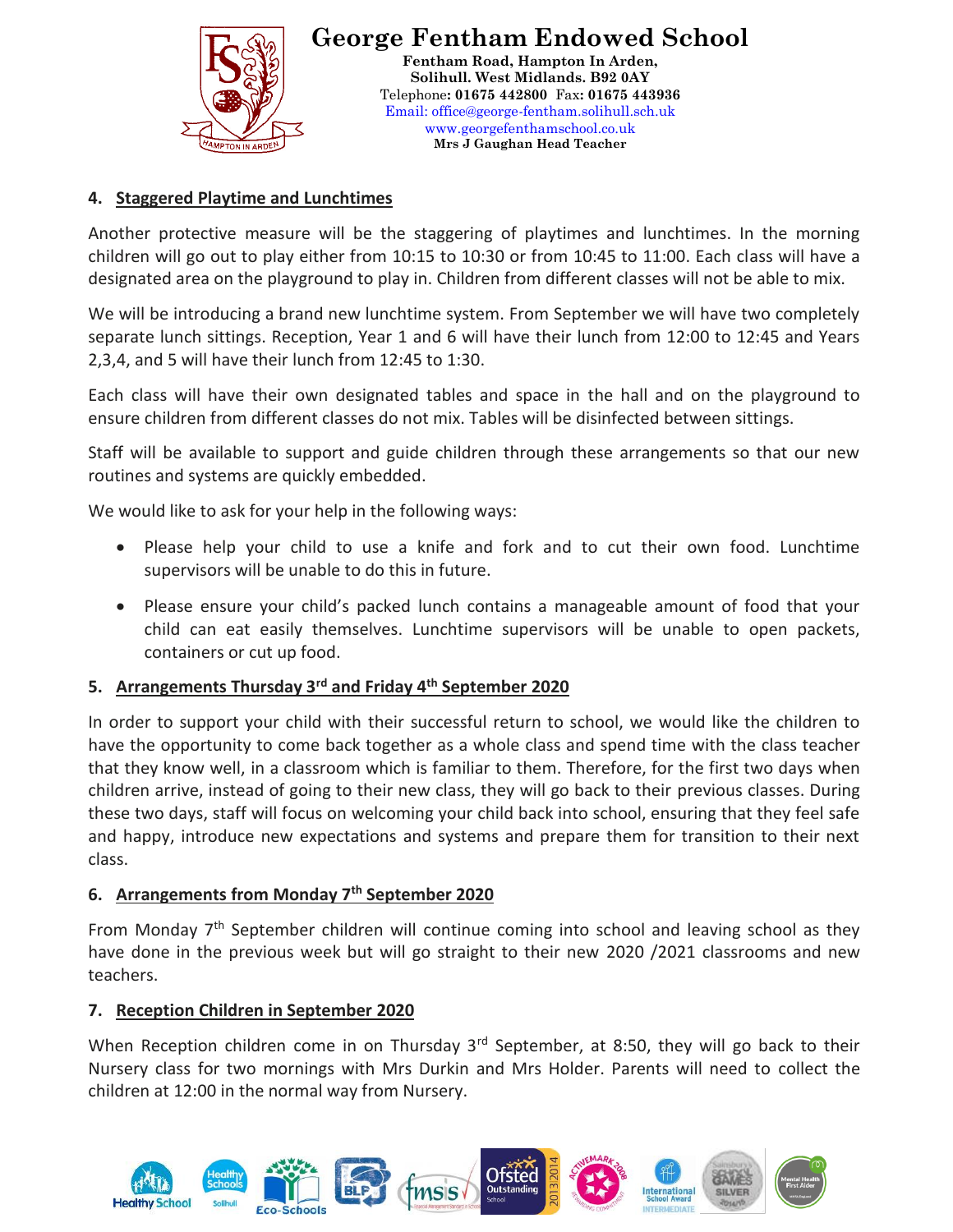## 4. Staggered Playtime and Lunchtimes

Another protective measure will be the staggering of playtimes and lunchtimes. In the morning children will go out to play either from 10:15 to 10:30 or from 10:45 to 11:00. Each class will have a designated area on the playground to play in. Children from different classes will not be able to mix.

We will be introducing a brand new lunchtime system. From September we will have two completely separate lunch sittings. Reception, Year 1 and 6 will have their lunch from 12:00 to 12:45 and Years 2,3,4, and 5 will have their lunch from 12:45 to 1:30.

Each class will have their own designated tables and space in the hall and on the playground to ensure children from different classes do not mix. Tables will be disinfected between sittings.

Staff will be available to support and guide children through these arrangements so that our new routines and systems are quickly embedded.

We would like to ask for your help in the following ways:

- Please help your child to use a knife and fork and to cut their own food. Lunchtime supervisors will be unable to do this in future.
- Please ensure your child's packed lunch contains a manageable amount of food that your child can eat easily themselves. Lunchtime supervisors will be unable to open packets, containers or cut up food.

## 5. Arrangements Thursday 3rd and Friday 4th September 2020

In order to support your child with their successful return to school, we would like the children to have the opportunity to come back together as a whole class and spend time with the class teacher that they know well, in a classroom which is familiar to them. Therefore, for the first two days when children arrive, instead of going to their new class, they will go back to their previous classes. During these two days, staff will focus on welcoming your child back into school, ensuring that they feel safe and happy, introduce new expectations and systems and prepare them for transition to their next class.

## 6. Arrangements from Monday 7th September 2020

From Monday 7th September children will continue coming into school and leaving school as they have done in the previous week but will go straight to their new 2020 /2021 classrooms and new teachers.

## 7. Reception Children in September 2020

When Reception children come in on Thursday 3rd September, at 8:50, they will go back to their Nursery class for two mornings with Mrs Durkin and Mrs Holder. Parents will need to collect the children at 12:00 in the normal way from Nursery.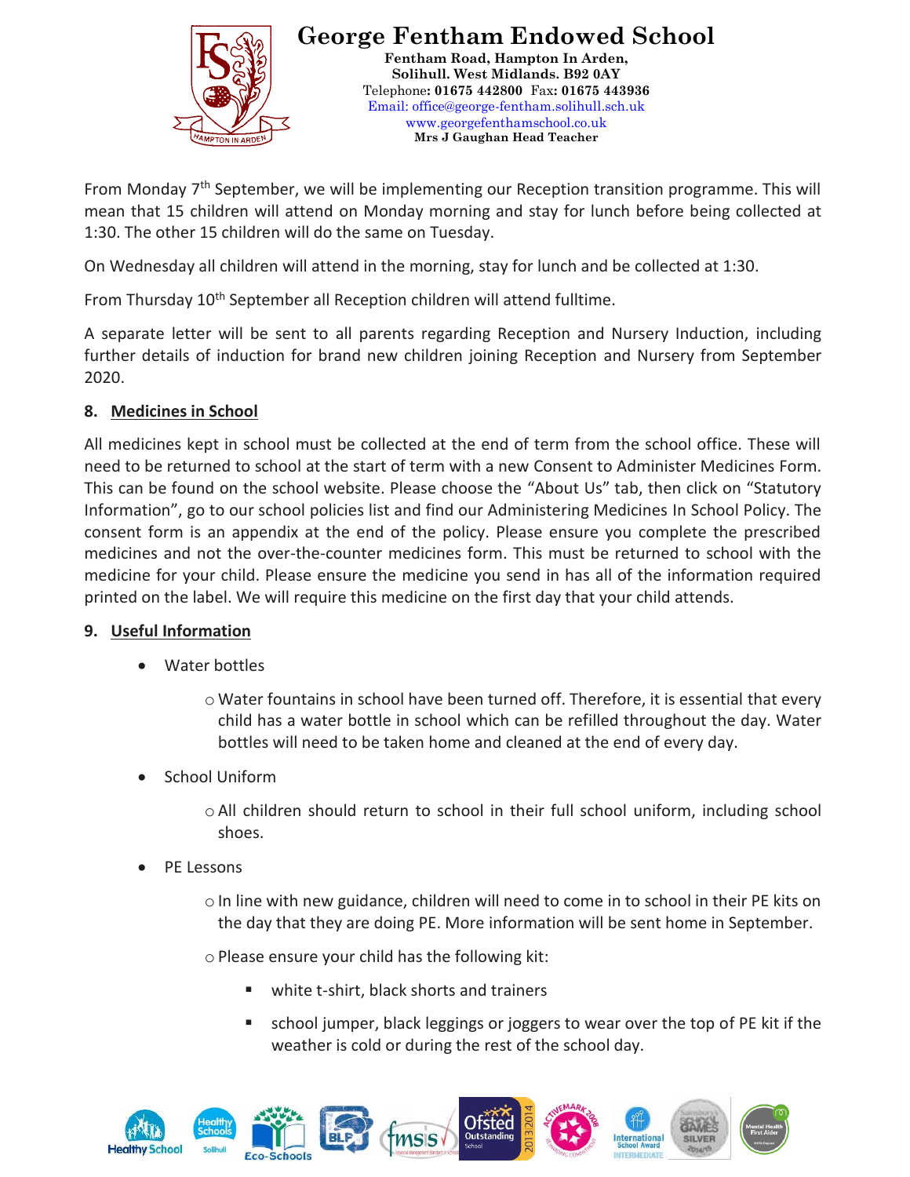From Monday 7th September, we will be implementing our Reception transition programme. This will mean that 15 children will attend on Monday morning and stay for lunch before being collected at 1:30. The other 15 children will do the same on Tuesday.

On Wednesday all children will attend in the morning, stay for lunch and be collected at 1:30.

From Thursday 10th September all Reception children will attend fulltime.

A separate letter will be sent to all parents regarding Reception and Nursery Induction, including further details of induction for brand new children joining Reception and Nursery from September 2020.

## 8. Medicines in School

All medicines kept in school must be collected at the end of term from the school office. These will need to be returned to school at the start of term with a new Consent to Administer Medicines Form. This can be found on the school website. Please choose the "About Us" tab, then click on "Statutory Information", go to our school policies list and find our Administering Medicines In School Policy. The consent form is an appendix at the end of the policy. Please ensure you complete the prescribed medicines and not the over-the-counter medicines form. This must be returned to school with the medicine for your child. Please ensure the medicine you send in has all of the information required printed on the label. We will require this medicine on the first day that your child attends.

## 9. Useful Information

- Water bottles
  - Water fountains in school have been turned off. Therefore, it is essential that every child has a water bottle in school which can be refilled throughout the day. Water bottles will need to be taken home and cleaned at the end of every day.
- School Uniform
  - All children should return to school in their full school uniform, including school shoes.
- PE Lessons
  - In line with new guidance, children will need to come in to school in their PE kits on the day that they are doing PE. More information will be sent home in September.
  - Please ensure your child has the following kit:
    - white t-shirt, black shorts and trainers
    - school jumper, black leggings or joggers to wear over the top of PE kit if the weather is cold or during the rest of the school day.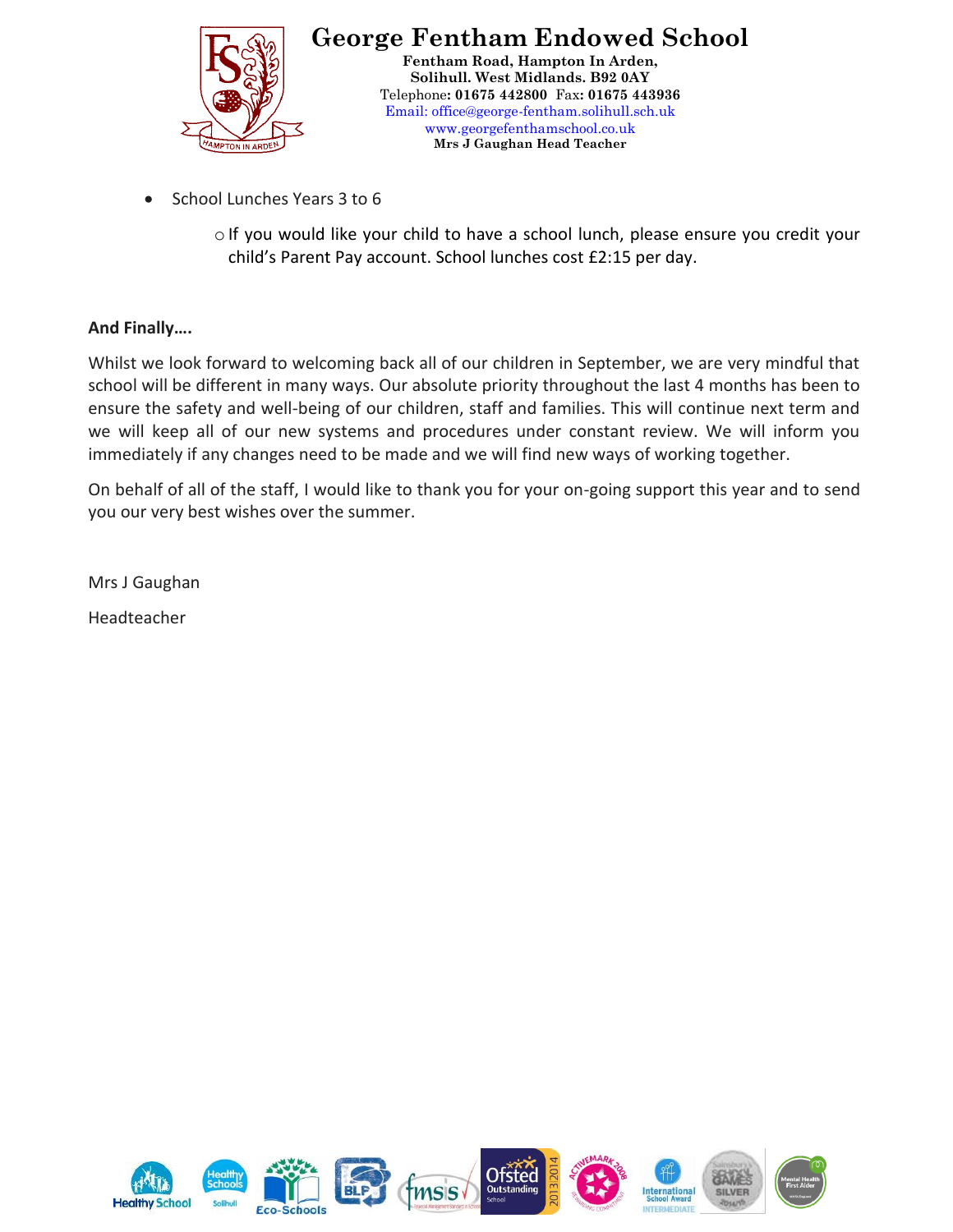- School Lunches Years 3 to 6
  - If you would like your child to have a school lunch, please ensure you credit your child's Parent Pay account. School lunches cost £2:15 per day.

**And Finally….**

Whilst we look forward to welcoming back all of our children in September, we are very mindful that school will be different in many ways. Our absolute priority throughout the last 4 months has been to ensure the safety and well-being of our children, staff and families. This will continue next term and we will keep all of our new systems and procedures under constant review. We will inform you immediately if any changes need to be made and we will find new ways of working together.

On behalf of all of the staff, I would like to thank you for your on-going support this year and to send you our very best wishes over the summer.

Mrs J Gaughan

Headteacher